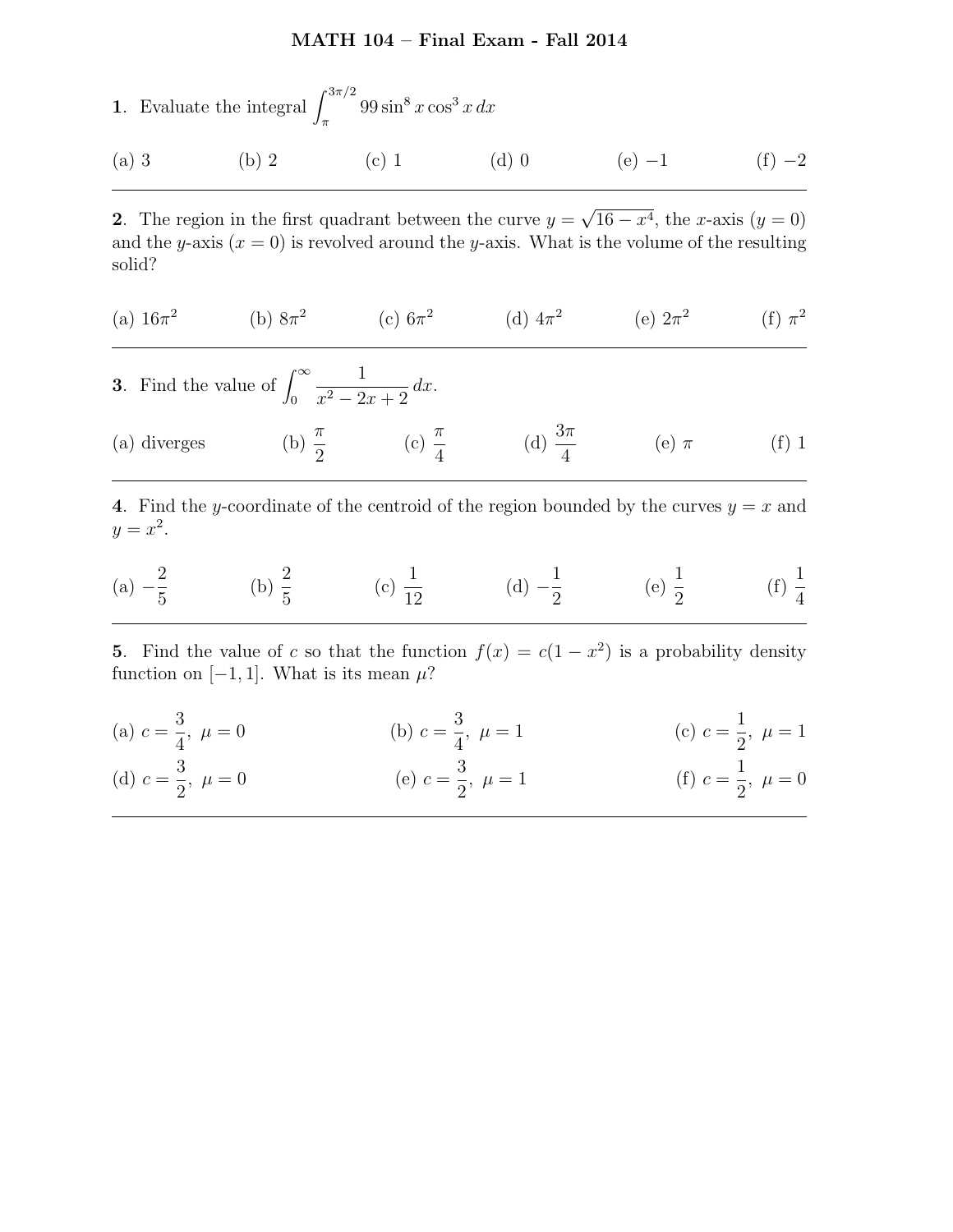# MATH 104 – Final Exam - Fall 2014

**1**. Evaluate the integral $\int_{\pi}^{3\pi/2} 99 \sin^8 x \cos^3 x \, dx$

(a) 3 (b) 2 (c) 1 (d) 0 (e) $-1$ (f) $-2$

---

**2**. The region in the first quadrant between the curve $y = \sqrt{16 - x^4}$, the $x$-axis ($y = 0$) and the $y$-axis ($x = 0$) is revolved around the $y$-axis. What is the volume of the resulting solid?

(a) $16\pi^2$ (b) $8\pi^2$ (c) $6\pi^2$ (d) $4\pi^2$ (e) $2\pi^2$ (f) $\pi^2$

---

**3**. Find the value of $\int_0^{\infty} \frac{1}{x^2 - 2x + 2} \, dx$.

(a) diverges (b) $\frac{\pi}{2}$ (c) $\frac{\pi}{4}$ (d) $\frac{3\pi}{4}$ (e) $\pi$ (f) 1

---

**4**. Find the $y$-coordinate of the centroid of the region bounded by the curves $y = x$ and $y = x^2$.

(a) $-\frac{2}{5}$ (b) $\frac{2}{5}$ (c) $\frac{1}{12}$ (d) $-\frac{1}{2}$ (e) $\frac{1}{2}$ (f) $\frac{1}{4}$

---

**5**. Find the value of $c$ so that the function $f(x) = c(1 - x^2)$ is a probability density function on $[-1, 1]$. What is its mean $\mu$?

(a) $c = \frac{3}{4}, \ \mu = 0$ (b) $c = \frac{3}{4}, \ \mu = 1$ (c) $c = \frac{1}{2}, \ \mu = 1$

(d) $c = \frac{3}{2}, \ \mu = 0$ (e) $c = \frac{3}{2}, \ \mu = 1$ (f) $c = \frac{1}{2}, \ \mu = 0$

---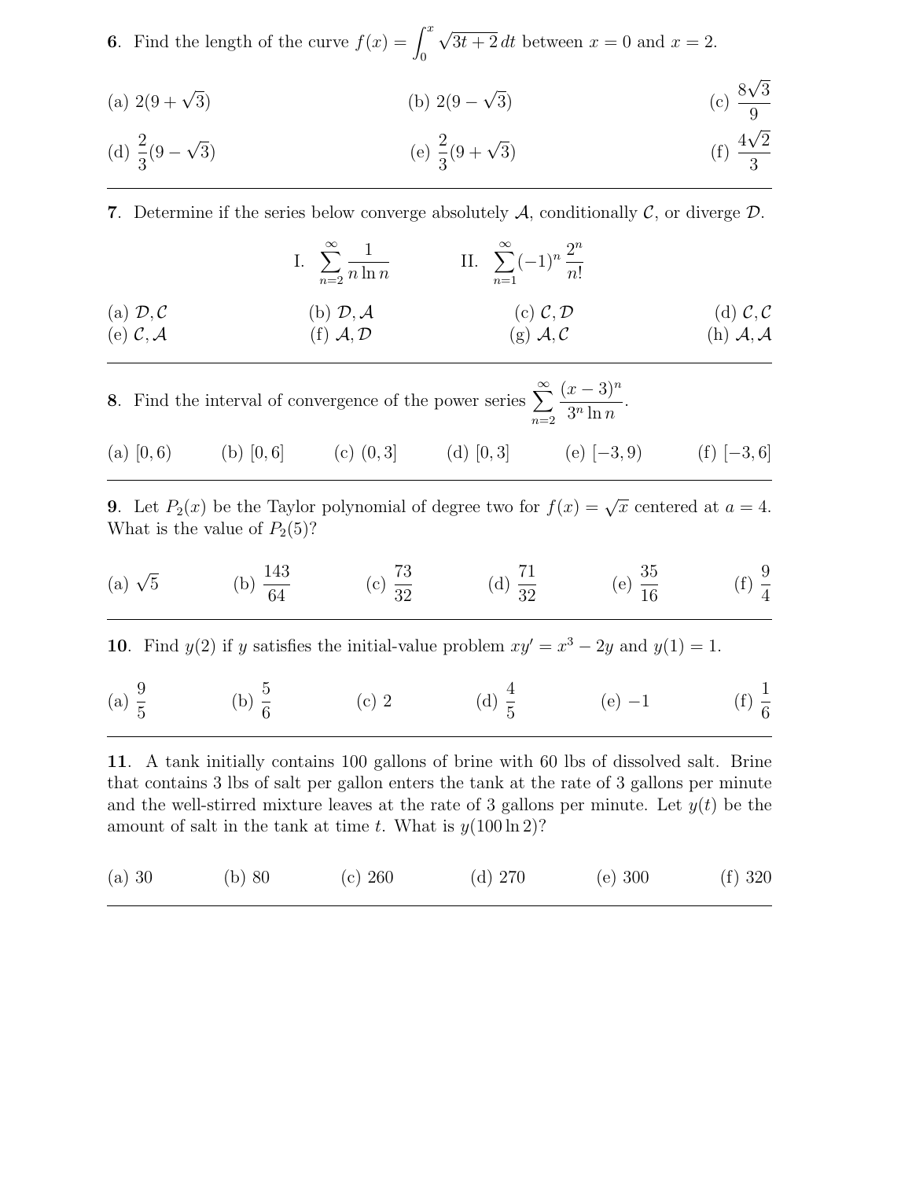**6**. Find the length of the curve $f(x) = \int_0^x \sqrt{3t+2}\,dt$ between $x = 0$ and $x = 2$.

(a) $2(9+\sqrt{3})$ (b) $2(9-\sqrt{3})$ (c) $\frac{8\sqrt{3}}{9}$

(d) $\frac{2}{3}(9-\sqrt{3})$ (e) $\frac{2}{3}(9+\sqrt{3})$ (f) $\frac{4\sqrt{2}}{3}$

---

**7**. Determine if the series below converge absolutely $\mathcal{A}$, conditionally $\mathcal{C}$, or diverge $\mathcal{D}$.

$$\text{I. } \sum_{n=2}^{\infty} \frac{1}{n \ln n} \qquad \text{II. } \sum_{n=1}^{\infty} (-1)^n \frac{2^n}{n!}$$

(a) $\mathcal{D}, \mathcal{C}$ (b) $\mathcal{D}, \mathcal{A}$ (c) $\mathcal{C}, \mathcal{D}$ (d) $\mathcal{C}, \mathcal{C}$

(e) $\mathcal{C}, \mathcal{A}$ (f) $\mathcal{A}, \mathcal{D}$ (g) $\mathcal{A}, \mathcal{C}$ (h) $\mathcal{A}, \mathcal{A}$

---

**8**. Find the interval of convergence of the power series $\sum_{n=2}^{\infty} \frac{(x-3)^n}{3^n \ln n}$.

(a) $[0,6)$ (b) $[0,6]$ (c) $(0,3]$ (d) $[0,3]$ (e) $[-3,9)$ (f) $[-3,6]$

---

**9**. Let $P_2(x)$ be the Taylor polynomial of degree two for $f(x) = \sqrt{x}$ centered at $a = 4$. What is the value of $P_2(5)$?

(a) $\sqrt{5}$ (b) $\frac{143}{64}$ (c) $\frac{73}{32}$ (d) $\frac{71}{32}$ (e) $\frac{35}{16}$ (f) $\frac{9}{4}$

---

**10**. Find $y(2)$ if $y$ satisfies the initial-value problem $xy' = x^3 - 2y$ and $y(1) = 1$.

(a) $\frac{9}{5}$ (b) $\frac{5}{6}$ (c) $2$ (d) $\frac{4}{5}$ (e) $-1$ (f) $\frac{1}{6}$

---

**11**. A tank initially contains 100 gallons of brine with 60 lbs of dissolved salt. Brine that contains 3 lbs of salt per gallon enters the tank at the rate of 3 gallons per minute and the well-stirred mixture leaves at the rate of 3 gallons per minute. Let $y(t)$ be the amount of salt in the tank at time $t$. What is $y(100 \ln 2)$?

(a) 30 (b) 80 (c) 260 (d) 270 (e) 300 (f) 320

---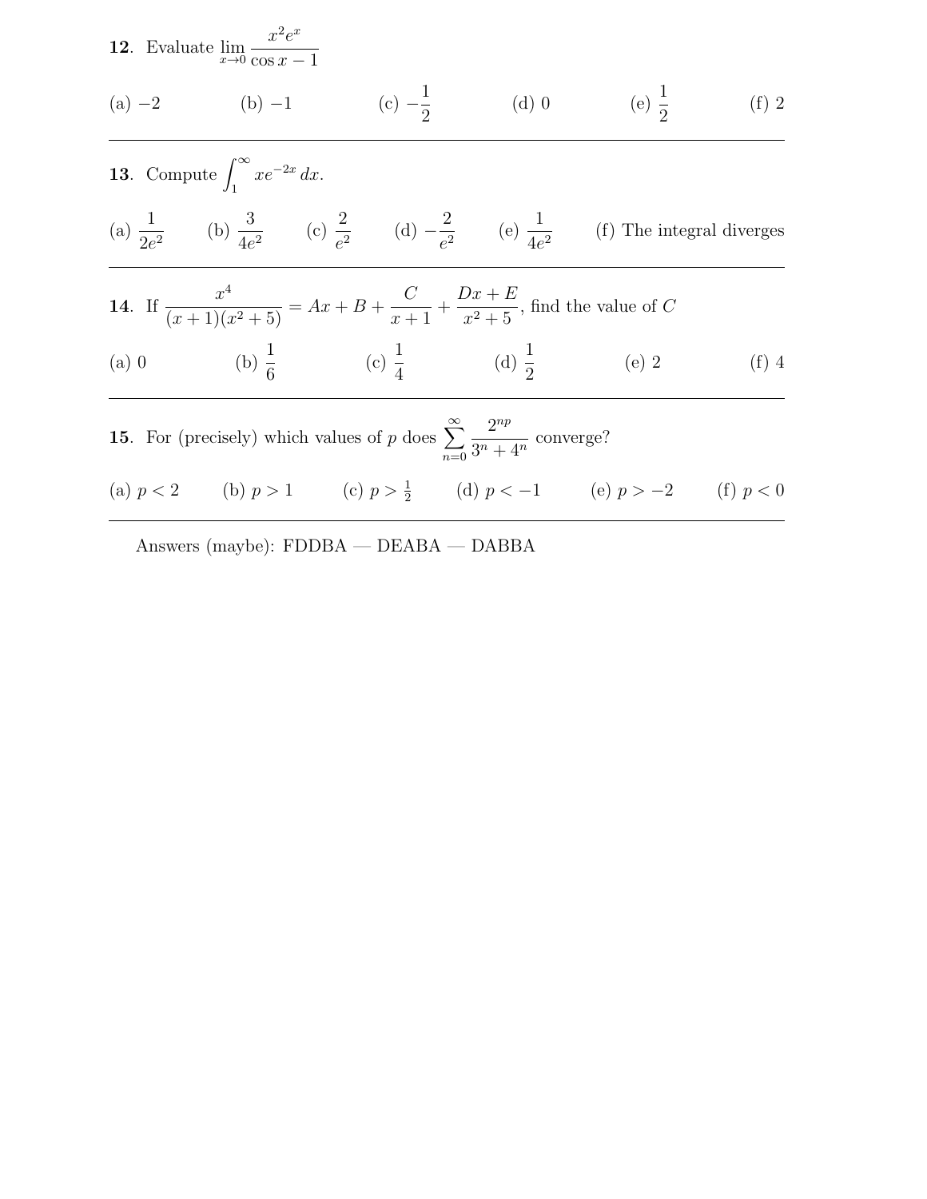**12**. Evaluate $\lim_{x \to 0} \dfrac{x^2 e^x}{\cos x - 1}$

(a) $-2$ (b) $-1$ (c) $-\frac{1}{2}$ (d) $0$ (e) $\frac{1}{2}$ (f) $2$

---

**13**. Compute $\int_1^\infty xe^{-2x}\,dx$.

(a) $\frac{1}{2e^2}$ (b) $\frac{3}{4e^2}$ (c) $\frac{2}{e^2}$ (d) $-\frac{2}{e^2}$ (e) $\frac{1}{4e^2}$ (f) The integral diverges

---

**14**. If $\dfrac{x^4}{(x+1)(x^2+5)} = Ax + B + \dfrac{C}{x+1} + \dfrac{Dx+E}{x^2+5}$, find the value of $C$

(a) $0$ (b) $\frac{1}{6}$ (c) $\frac{1}{4}$ (d) $\frac{1}{2}$ (e) $2$ (f) $4$

---

**15**. For (precisely) which values of $p$ does $\sum_{n=0}^{\infty} \dfrac{2^{np}}{3^n + 4^n}$ converge?

(a) $p < 2$ (b) $p > 1$ (c) $p > \frac{1}{2}$ (d) $p < -1$ (e) $p > -2$ (f) $p < 0$

---

Answers (maybe): FDDBA — DEABA — DABBA